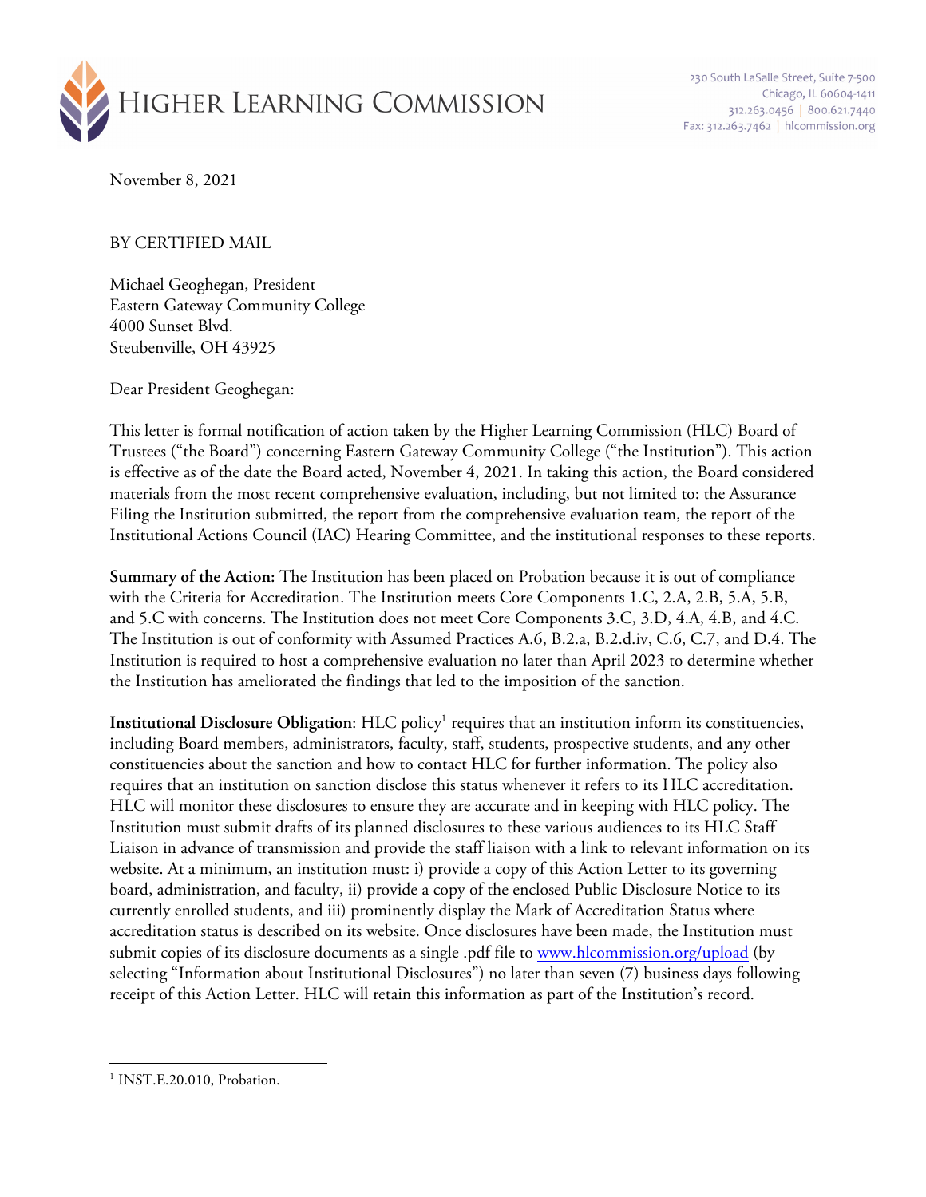# HIGHER LEARNING COMMISSION

230 South LaSalle Street, Suite 7-500
Chicago, IL 60604-1411
312.263.0456 | 800.621.7440
Fax: 312.263.7462 | hlcommission.org

November 8, 2021

BY CERTIFIED MAIL

Michael Geoghegan, President
Eastern Gateway Community College
4000 Sunset Blvd.
Steubenville, OH 43925

Dear President Geoghegan:

This letter is formal notification of action taken by the Higher Learning Commission (HLC) Board of Trustees ("the Board") concerning Eastern Gateway Community College ("the Institution"). This action is effective as of the date the Board acted, November 4, 2021. In taking this action, the Board considered materials from the most recent comprehensive evaluation, including, but not limited to: the Assurance Filing the Institution submitted, the report from the comprehensive evaluation team, the report of the Institutional Actions Council (IAC) Hearing Committee, and the institutional responses to these reports.

**Summary of the Action:** The Institution has been placed on Probation because it is out of compliance with the Criteria for Accreditation. The Institution meets Core Components 1.C, 2.A, 2.B, 5.A, 5.B, and 5.C with concerns. The Institution does not meet Core Components 3.C, 3.D, 4.A, 4.B, and 4.C. The Institution is out of conformity with Assumed Practices A.6, B.2.a, B.2.d.iv, C.6, C.7, and D.4. The Institution is required to host a comprehensive evaluation no later than April 2023 to determine whether the Institution has ameliorated the findings that led to the imposition of the sanction.

**Institutional Disclosure Obligation**: HLC policy[1] requires that an institution inform its constituencies, including Board members, administrators, faculty, staff, students, prospective students, and any other constituencies about the sanction and how to contact HLC for further information. The policy also requires that an institution on sanction disclose this status whenever it refers to its HLC accreditation. HLC will monitor these disclosures to ensure they are accurate and in keeping with HLC policy. The Institution must submit drafts of its planned disclosures to these various audiences to its HLC Staff Liaison in advance of transmission and provide the staff liaison with a link to relevant information on its website. At a minimum, an institution must: i) provide a copy of this Action Letter to its governing board, administration, and faculty, ii) provide a copy of the enclosed Public Disclosure Notice to its currently enrolled students, and iii) prominently display the Mark of Accreditation Status where accreditation status is described on its website. Once disclosures have been made, the Institution must submit copies of its disclosure documents as a single .pdf file to www.hlcommission.org/upload (by selecting "Information about Institutional Disclosures") no later than seven (7) business days following receipt of this Action Letter. HLC will retain this information as part of the Institution's record.

---

[1] INST.E.20.010, Probation.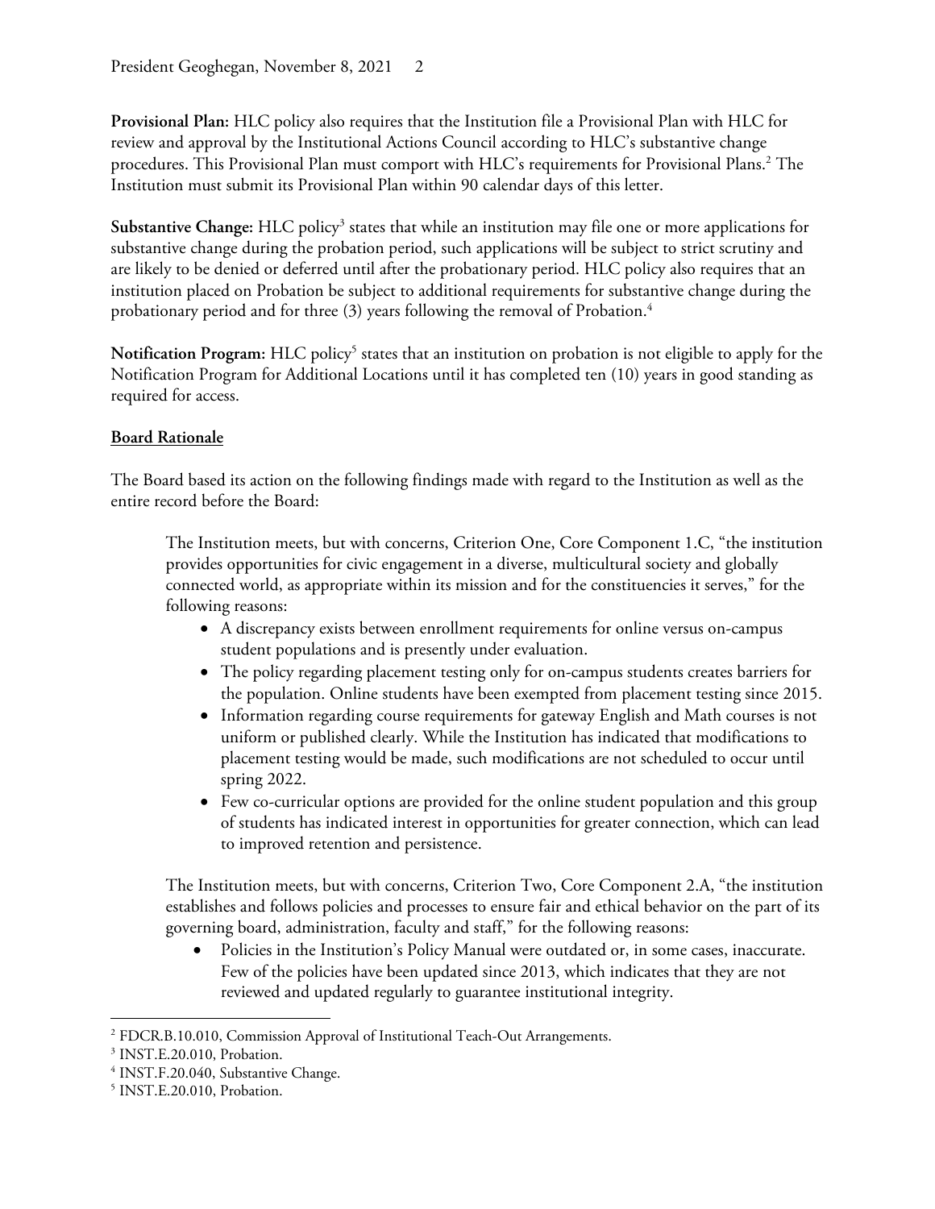**Provisional Plan:** HLC policy also requires that the Institution file a Provisional Plan with HLC for review and approval by the Institutional Actions Council according to HLC's substantive change procedures. This Provisional Plan must comport with HLC's requirements for Provisional Plans.[2] The Institution must submit its Provisional Plan within 90 calendar days of this letter.

**Substantive Change:** HLC policy[3] states that while an institution may file one or more applications for substantive change during the probation period, such applications will be subject to strict scrutiny and are likely to be denied or deferred until after the probationary period. HLC policy also requires that an institution placed on Probation be subject to additional requirements for substantive change during the probationary period and for three (3) years following the removal of Probation.[4]

**Notification Program:** HLC policy[5] states that an institution on probation is not eligible to apply for the Notification Program for Additional Locations until it has completed ten (10) years in good standing as required for access.

**Board Rationale**

The Board based its action on the following findings made with regard to the Institution as well as the entire record before the Board:

> The Institution meets, but with concerns, Criterion One, Core Component 1.C, "the institution provides opportunities for civic engagement in a diverse, multicultural society and globally connected world, as appropriate within its mission and for the constituencies it serves," for the following reasons:
>
> - A discrepancy exists between enrollment requirements for online versus on-campus student populations and is presently under evaluation.
> - The policy regarding placement testing only for on-campus students creates barriers for the population. Online students have been exempted from placement testing since 2015.
> - Information regarding course requirements for gateway English and Math courses is not uniform or published clearly. While the Institution has indicated that modifications to placement testing would be made, such modifications are not scheduled to occur until spring 2022.
> - Few co-curricular options are provided for the online student population and this group of students has indicated interest in opportunities for greater connection, which can lead to improved retention and persistence.
>
> The Institution meets, but with concerns, Criterion Two, Core Component 2.A, "the institution establishes and follows policies and processes to ensure fair and ethical behavior on the part of its governing board, administration, faculty and staff," for the following reasons:
>
> - Policies in the Institution's Policy Manual were outdated or, in some cases, inaccurate. Few of the policies have been updated since 2013, which indicates that they are not reviewed and updated regularly to guarantee institutional integrity.

---

[2] FDCR.B.10.010, Commission Approval of Institutional Teach-Out Arrangements.

[3] INST.E.20.010, Probation.

[4] INST.F.20.040, Substantive Change.

[5] INST.E.20.010, Probation.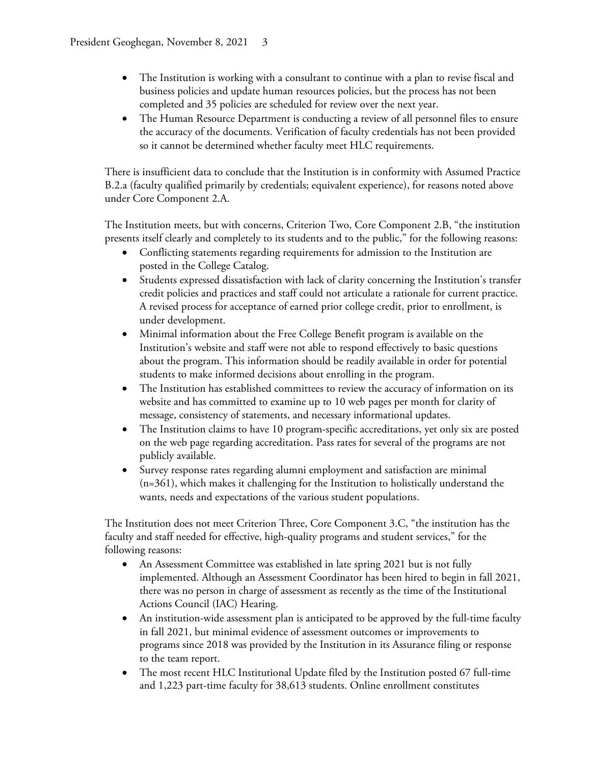- The Institution is working with a consultant to continue with a plan to revise fiscal and business policies and update human resources policies, but the process has not been completed and 35 policies are scheduled for review over the next year.
- The Human Resource Department is conducting a review of all personnel files to ensure the accuracy of the documents. Verification of faculty credentials has not been provided so it cannot be determined whether faculty meet HLC requirements.

There is insufficient data to conclude that the Institution is in conformity with Assumed Practice B.2.a (faculty qualified primarily by credentials; equivalent experience), for reasons noted above under Core Component 2.A.

The Institution meets, but with concerns, Criterion Two, Core Component 2.B, "the institution presents itself clearly and completely to its students and to the public," for the following reasons:

- Conflicting statements regarding requirements for admission to the Institution are posted in the College Catalog.
- Students expressed dissatisfaction with lack of clarity concerning the Institution's transfer credit policies and practices and staff could not articulate a rationale for current practice. A revised process for acceptance of earned prior college credit, prior to enrollment, is under development.
- Minimal information about the Free College Benefit program is available on the Institution's website and staff were not able to respond effectively to basic questions about the program. This information should be readily available in order for potential students to make informed decisions about enrolling in the program.
- The Institution has established committees to review the accuracy of information on its website and has committed to examine up to 10 web pages per month for clarity of message, consistency of statements, and necessary informational updates.
- The Institution claims to have 10 program-specific accreditations, yet only six are posted on the web page regarding accreditation. Pass rates for several of the programs are not publicly available.
- Survey response rates regarding alumni employment and satisfaction are minimal (n=361), which makes it challenging for the Institution to holistically understand the wants, needs and expectations of the various student populations.

The Institution does not meet Criterion Three, Core Component 3.C, "the institution has the faculty and staff needed for effective, high-quality programs and student services," for the following reasons:

- An Assessment Committee was established in late spring 2021 but is not fully implemented. Although an Assessment Coordinator has been hired to begin in fall 2021, there was no person in charge of assessment as recently as the time of the Institutional Actions Council (IAC) Hearing.
- An institution-wide assessment plan is anticipated to be approved by the full-time faculty in fall 2021, but minimal evidence of assessment outcomes or improvements to programs since 2018 was provided by the Institution in its Assurance filing or response to the team report.
- The most recent HLC Institutional Update filed by the Institution posted 67 full-time and 1,223 part-time faculty for 38,613 students. Online enrollment constitutes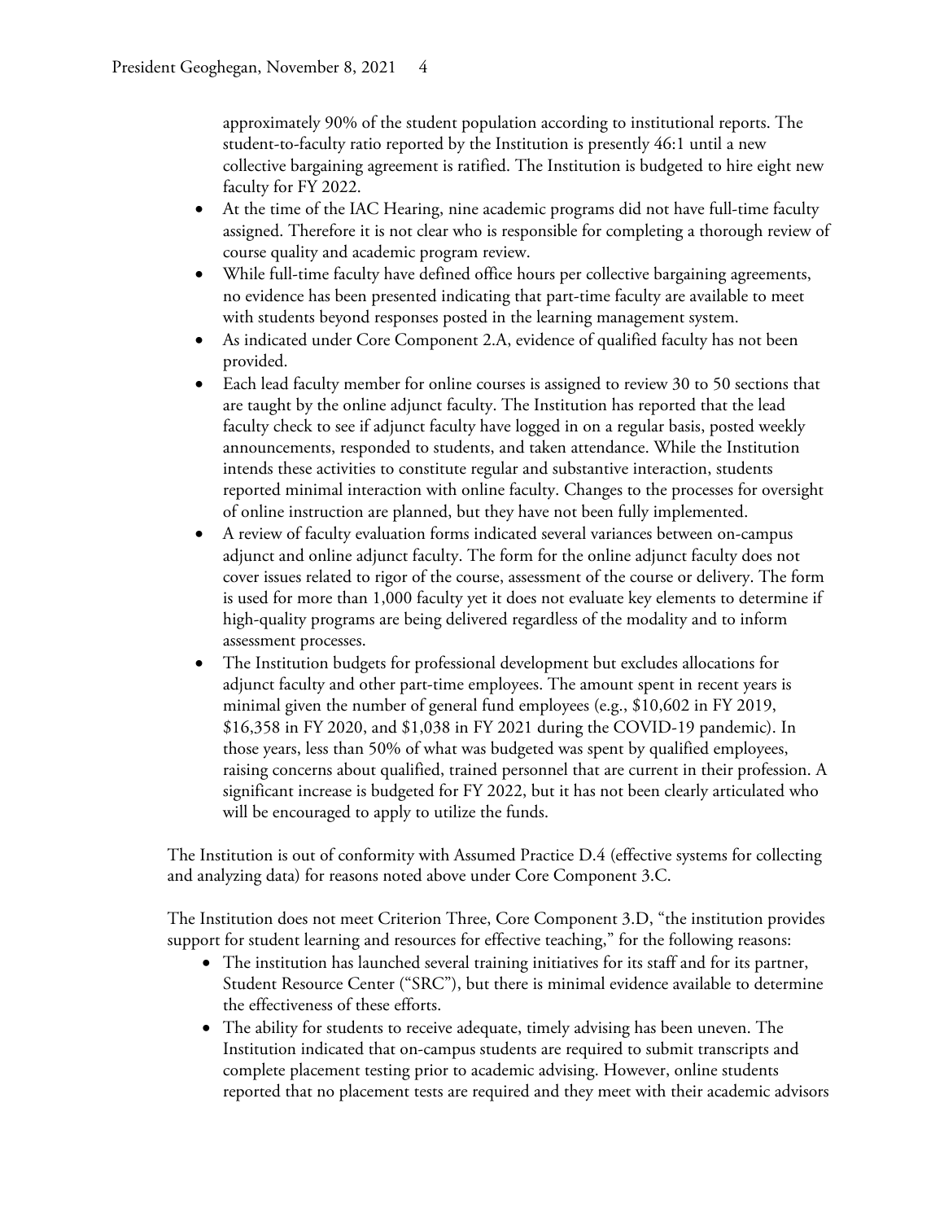approximately 90% of the student population according to institutional reports. The student-to-faculty ratio reported by the Institution is presently 46:1 until a new collective bargaining agreement is ratified. The Institution is budgeted to hire eight new faculty for FY 2022.

- At the time of the IAC Hearing, nine academic programs did not have full-time faculty assigned. Therefore it is not clear who is responsible for completing a thorough review of course quality and academic program review.
- While full-time faculty have defined office hours per collective bargaining agreements, no evidence has been presented indicating that part-time faculty are available to meet with students beyond responses posted in the learning management system.
- As indicated under Core Component 2.A, evidence of qualified faculty has not been provided.
- Each lead faculty member for online courses is assigned to review 30 to 50 sections that are taught by the online adjunct faculty. The Institution has reported that the lead faculty check to see if adjunct faculty have logged in on a regular basis, posted weekly announcements, responded to students, and taken attendance. While the Institution intends these activities to constitute regular and substantive interaction, students reported minimal interaction with online faculty. Changes to the processes for oversight of online instruction are planned, but they have not been fully implemented.
- A review of faculty evaluation forms indicated several variances between on-campus adjunct and online adjunct faculty. The form for the online adjunct faculty does not cover issues related to rigor of the course, assessment of the course or delivery. The form is used for more than 1,000 faculty yet it does not evaluate key elements to determine if high-quality programs are being delivered regardless of the modality and to inform assessment processes.
- The Institution budgets for professional development but excludes allocations for adjunct faculty and other part-time employees. The amount spent in recent years is minimal given the number of general fund employees (e.g., $10,602 in FY 2019, $16,358 in FY 2020, and $1,038 in FY 2021 during the COVID-19 pandemic). In those years, less than 50% of what was budgeted was spent by qualified employees, raising concerns about qualified, trained personnel that are current in their profession. A significant increase is budgeted for FY 2022, but it has not been clearly articulated who will be encouraged to apply to utilize the funds.

The Institution is out of conformity with Assumed Practice D.4 (effective systems for collecting and analyzing data) for reasons noted above under Core Component 3.C.

The Institution does not meet Criterion Three, Core Component 3.D, "the institution provides support for student learning and resources for effective teaching," for the following reasons:

- The institution has launched several training initiatives for its staff and for its partner, Student Resource Center ("SRC"), but there is minimal evidence available to determine the effectiveness of these efforts.
- The ability for students to receive adequate, timely advising has been uneven. The Institution indicated that on-campus students are required to submit transcripts and complete placement testing prior to academic advising. However, online students reported that no placement tests are required and they meet with their academic advisors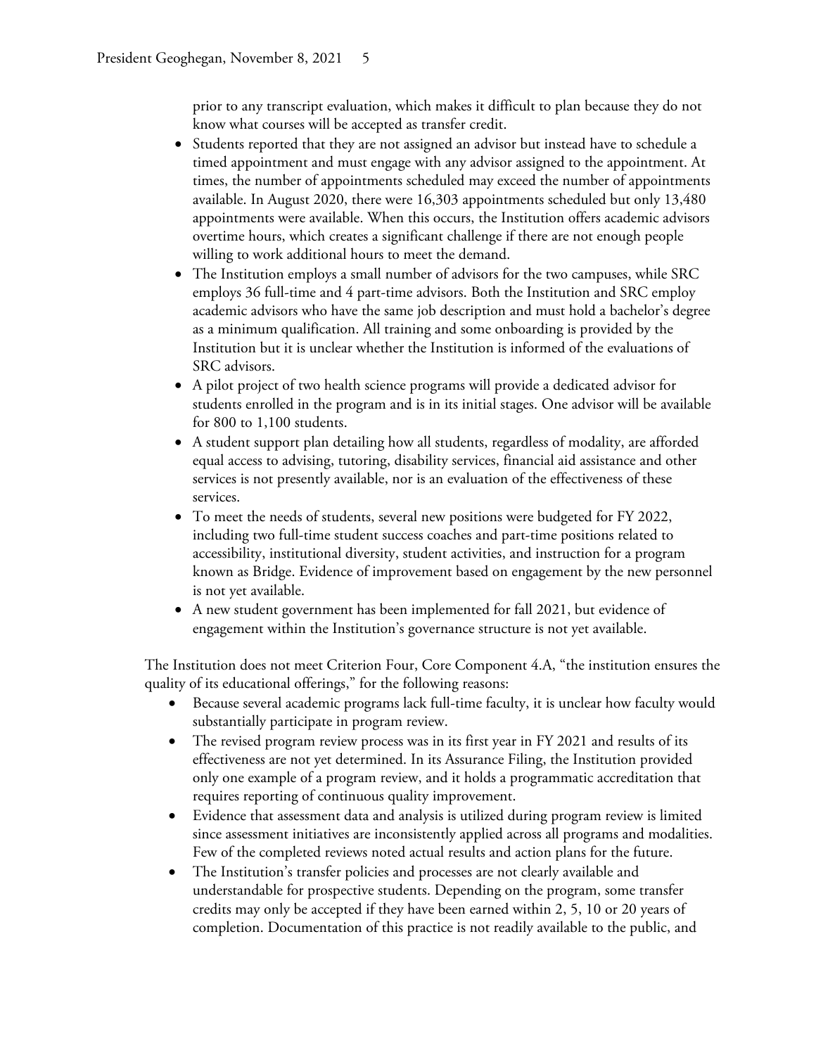prior to any transcript evaluation, which makes it difficult to plan because they do not know what courses will be accepted as transfer credit.

- Students reported that they are not assigned an advisor but instead have to schedule a timed appointment and must engage with any advisor assigned to the appointment. At times, the number of appointments scheduled may exceed the number of appointments available. In August 2020, there were 16,303 appointments scheduled but only 13,480 appointments were available. When this occurs, the Institution offers academic advisors overtime hours, which creates a significant challenge if there are not enough people willing to work additional hours to meet the demand.
- The Institution employs a small number of advisors for the two campuses, while SRC employs 36 full-time and 4 part-time advisors. Both the Institution and SRC employ academic advisors who have the same job description and must hold a bachelor's degree as a minimum qualification. All training and some onboarding is provided by the Institution but it is unclear whether the Institution is informed of the evaluations of SRC advisors.
- A pilot project of two health science programs will provide a dedicated advisor for students enrolled in the program and is in its initial stages. One advisor will be available for 800 to 1,100 students.
- A student support plan detailing how all students, regardless of modality, are afforded equal access to advising, tutoring, disability services, financial aid assistance and other services is not presently available, nor is an evaluation of the effectiveness of these services.
- To meet the needs of students, several new positions were budgeted for FY 2022, including two full-time student success coaches and part-time positions related to accessibility, institutional diversity, student activities, and instruction for a program known as Bridge. Evidence of improvement based on engagement by the new personnel is not yet available.
- A new student government has been implemented for fall 2021, but evidence of engagement within the Institution's governance structure is not yet available.

The Institution does not meet Criterion Four, Core Component 4.A, "the institution ensures the quality of its educational offerings," for the following reasons:

- Because several academic programs lack full-time faculty, it is unclear how faculty would substantially participate in program review.
- The revised program review process was in its first year in FY 2021 and results of its effectiveness are not yet determined. In its Assurance Filing, the Institution provided only one example of a program review, and it holds a programmatic accreditation that requires reporting of continuous quality improvement.
- Evidence that assessment data and analysis is utilized during program review is limited since assessment initiatives are inconsistently applied across all programs and modalities. Few of the completed reviews noted actual results and action plans for the future.
- The Institution's transfer policies and processes are not clearly available and understandable for prospective students. Depending on the program, some transfer credits may only be accepted if they have been earned within 2, 5, 10 or 20 years of completion. Documentation of this practice is not readily available to the public, and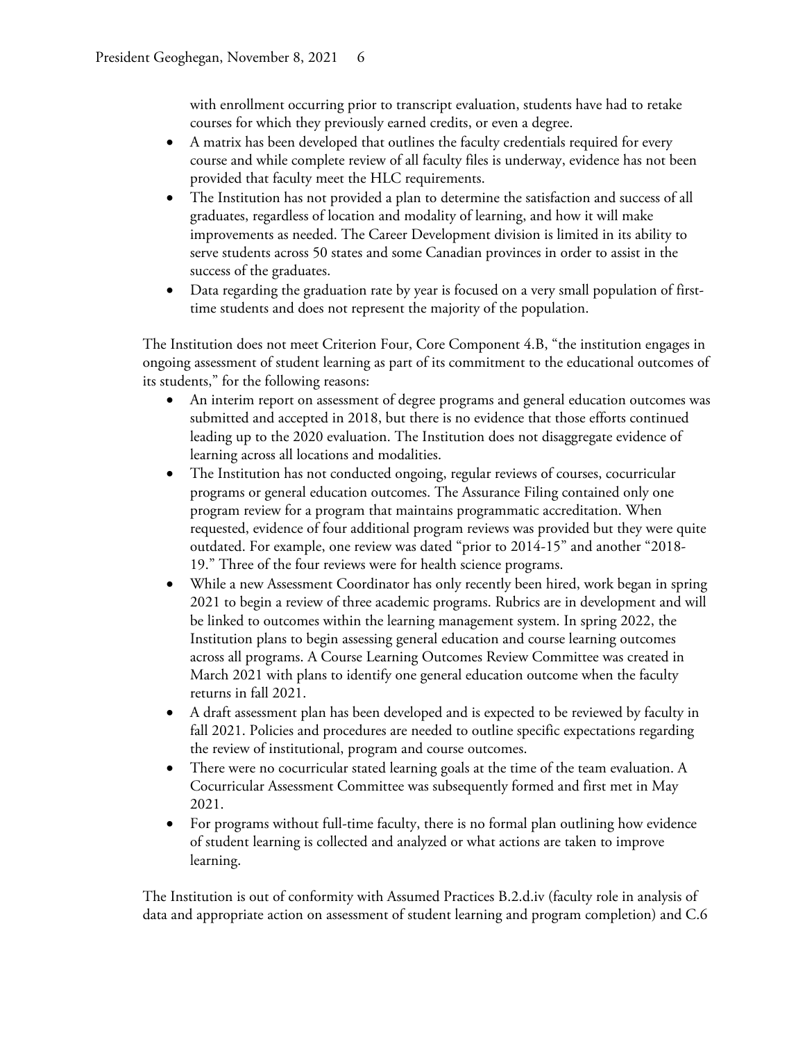with enrollment occurring prior to transcript evaluation, students have had to retake courses for which they previously earned credits, or even a degree.

- A matrix has been developed that outlines the faculty credentials required for every course and while complete review of all faculty files is underway, evidence has not been provided that faculty meet the HLC requirements.
- The Institution has not provided a plan to determine the satisfaction and success of all graduates, regardless of location and modality of learning, and how it will make improvements as needed. The Career Development division is limited in its ability to serve students across 50 states and some Canadian provinces in order to assist in the success of the graduates.
- Data regarding the graduation rate by year is focused on a very small population of first-time students and does not represent the majority of the population.

The Institution does not meet Criterion Four, Core Component 4.B, "the institution engages in ongoing assessment of student learning as part of its commitment to the educational outcomes of its students," for the following reasons:

- An interim report on assessment of degree programs and general education outcomes was submitted and accepted in 2018, but there is no evidence that those efforts continued leading up to the 2020 evaluation. The Institution does not disaggregate evidence of learning across all locations and modalities.
- The Institution has not conducted ongoing, regular reviews of courses, cocurricular programs or general education outcomes. The Assurance Filing contained only one program review for a program that maintains programmatic accreditation. When requested, evidence of four additional program reviews was provided but they were quite outdated. For example, one review was dated "prior to 2014-15" and another "2018-19." Three of the four reviews were for health science programs.
- While a new Assessment Coordinator has only recently been hired, work began in spring 2021 to begin a review of three academic programs. Rubrics are in development and will be linked to outcomes within the learning management system. In spring 2022, the Institution plans to begin assessing general education and course learning outcomes across all programs. A Course Learning Outcomes Review Committee was created in March 2021 with plans to identify one general education outcome when the faculty returns in fall 2021.
- A draft assessment plan has been developed and is expected to be reviewed by faculty in fall 2021. Policies and procedures are needed to outline specific expectations regarding the review of institutional, program and course outcomes.
- There were no cocurricular stated learning goals at the time of the team evaluation. A Cocurricular Assessment Committee was subsequently formed and first met in May 2021.
- For programs without full-time faculty, there is no formal plan outlining how evidence of student learning is collected and analyzed or what actions are taken to improve learning.

The Institution is out of conformity with Assumed Practices B.2.d.iv (faculty role in analysis of data and appropriate action on assessment of student learning and program completion) and C.6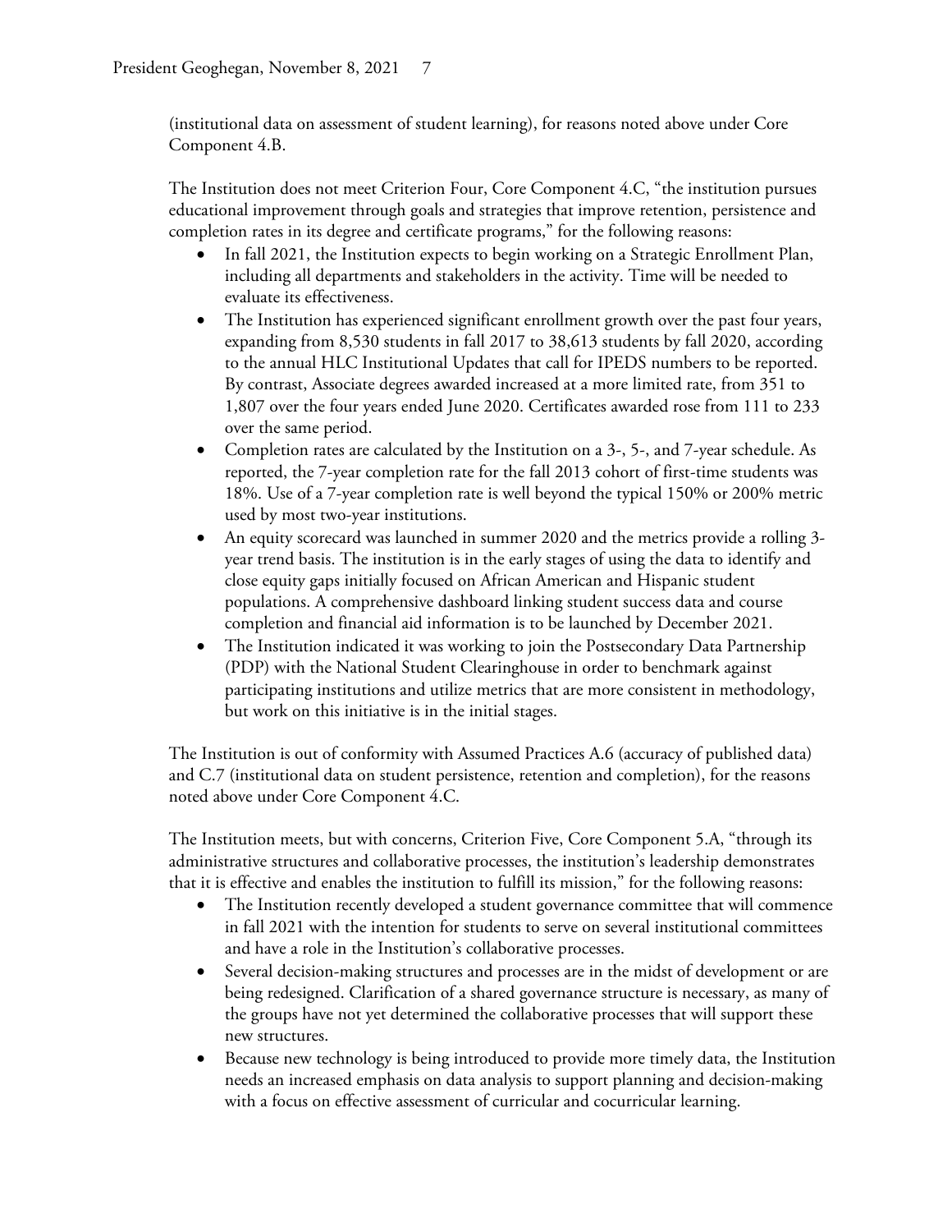(institutional data on assessment of student learning), for reasons noted above under Core Component 4.B.

The Institution does not meet Criterion Four, Core Component 4.C, "the institution pursues educational improvement through goals and strategies that improve retention, persistence and completion rates in its degree and certificate programs," for the following reasons:

- In fall 2021, the Institution expects to begin working on a Strategic Enrollment Plan, including all departments and stakeholders in the activity. Time will be needed to evaluate its effectiveness.
- The Institution has experienced significant enrollment growth over the past four years, expanding from 8,530 students in fall 2017 to 38,613 students by fall 2020, according to the annual HLC Institutional Updates that call for IPEDS numbers to be reported. By contrast, Associate degrees awarded increased at a more limited rate, from 351 to 1,807 over the four years ended June 2020. Certificates awarded rose from 111 to 233 over the same period.
- Completion rates are calculated by the Institution on a 3-, 5-, and 7-year schedule. As reported, the 7-year completion rate for the fall 2013 cohort of first-time students was 18%. Use of a 7-year completion rate is well beyond the typical 150% or 200% metric used by most two-year institutions.
- An equity scorecard was launched in summer 2020 and the metrics provide a rolling 3-year trend basis. The institution is in the early stages of using the data to identify and close equity gaps initially focused on African American and Hispanic student populations. A comprehensive dashboard linking student success data and course completion and financial aid information is to be launched by December 2021.
- The Institution indicated it was working to join the Postsecondary Data Partnership (PDP) with the National Student Clearinghouse in order to benchmark against participating institutions and utilize metrics that are more consistent in methodology, but work on this initiative is in the initial stages.

The Institution is out of conformity with Assumed Practices A.6 (accuracy of published data) and C.7 (institutional data on student persistence, retention and completion), for the reasons noted above under Core Component 4.C.

The Institution meets, but with concerns, Criterion Five, Core Component 5.A, "through its administrative structures and collaborative processes, the institution's leadership demonstrates that it is effective and enables the institution to fulfill its mission," for the following reasons:

- The Institution recently developed a student governance committee that will commence in fall 2021 with the intention for students to serve on several institutional committees and have a role in the Institution's collaborative processes.
- Several decision-making structures and processes are in the midst of development or are being redesigned. Clarification of a shared governance structure is necessary, as many of the groups have not yet determined the collaborative processes that will support these new structures.
- Because new technology is being introduced to provide more timely data, the Institution needs an increased emphasis on data analysis to support planning and decision-making with a focus on effective assessment of curricular and cocurricular learning.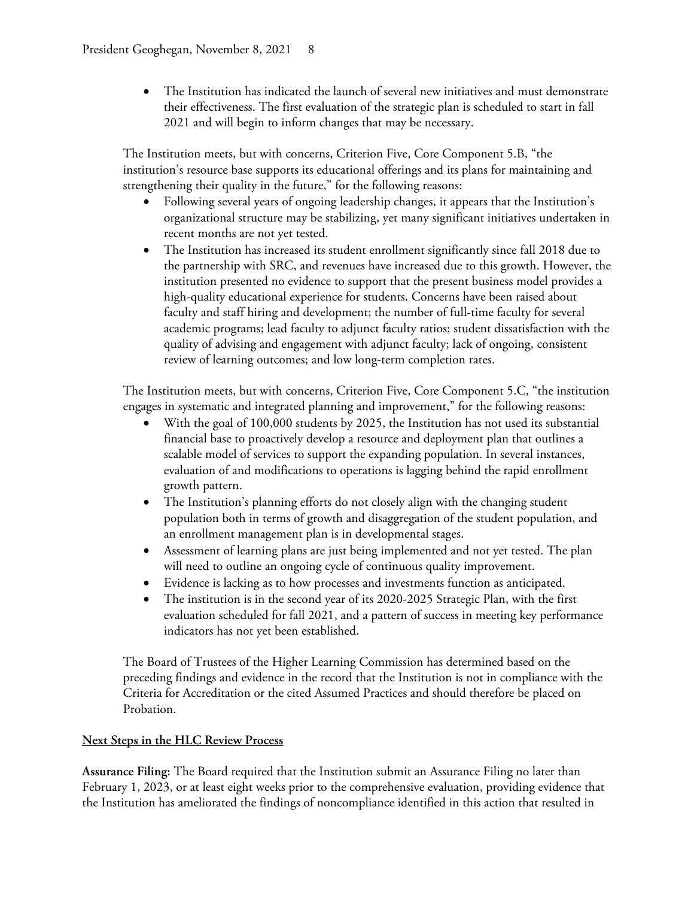- The Institution has indicated the launch of several new initiatives and must demonstrate their effectiveness. The first evaluation of the strategic plan is scheduled to start in fall 2021 and will begin to inform changes that may be necessary.

The Institution meets, but with concerns, Criterion Five, Core Component 5.B, "the institution's resource base supports its educational offerings and its plans for maintaining and strengthening their quality in the future," for the following reasons:

- Following several years of ongoing leadership changes, it appears that the Institution's organizational structure may be stabilizing, yet many significant initiatives undertaken in recent months are not yet tested.
- The Institution has increased its student enrollment significantly since fall 2018 due to the partnership with SRC, and revenues have increased due to this growth. However, the institution presented no evidence to support that the present business model provides a high-quality educational experience for students. Concerns have been raised about faculty and staff hiring and development; the number of full-time faculty for several academic programs; lead faculty to adjunct faculty ratios; student dissatisfaction with the quality of advising and engagement with adjunct faculty; lack of ongoing, consistent review of learning outcomes; and low long-term completion rates.

The Institution meets, but with concerns, Criterion Five, Core Component 5.C, "the institution engages in systematic and integrated planning and improvement," for the following reasons:

- With the goal of 100,000 students by 2025, the Institution has not used its substantial financial base to proactively develop a resource and deployment plan that outlines a scalable model of services to support the expanding population. In several instances, evaluation of and modifications to operations is lagging behind the rapid enrollment growth pattern.
- The Institution's planning efforts do not closely align with the changing student population both in terms of growth and disaggregation of the student population, and an enrollment management plan is in developmental stages.
- Assessment of learning plans are just being implemented and not yet tested. The plan will need to outline an ongoing cycle of continuous quality improvement.
- Evidence is lacking as to how processes and investments function as anticipated.
- The institution is in the second year of its 2020-2025 Strategic Plan, with the first evaluation scheduled for fall 2021, and a pattern of success in meeting key performance indicators has not yet been established.

The Board of Trustees of the Higher Learning Commission has determined based on the preceding findings and evidence in the record that the Institution is not in compliance with the Criteria for Accreditation or the cited Assumed Practices and should therefore be placed on Probation.

**Next Steps in the HLC Review Process**

**Assurance Filing:** The Board required that the Institution submit an Assurance Filing no later than February 1, 2023, or at least eight weeks prior to the comprehensive evaluation, providing evidence that the Institution has ameliorated the findings of noncompliance identified in this action that resulted in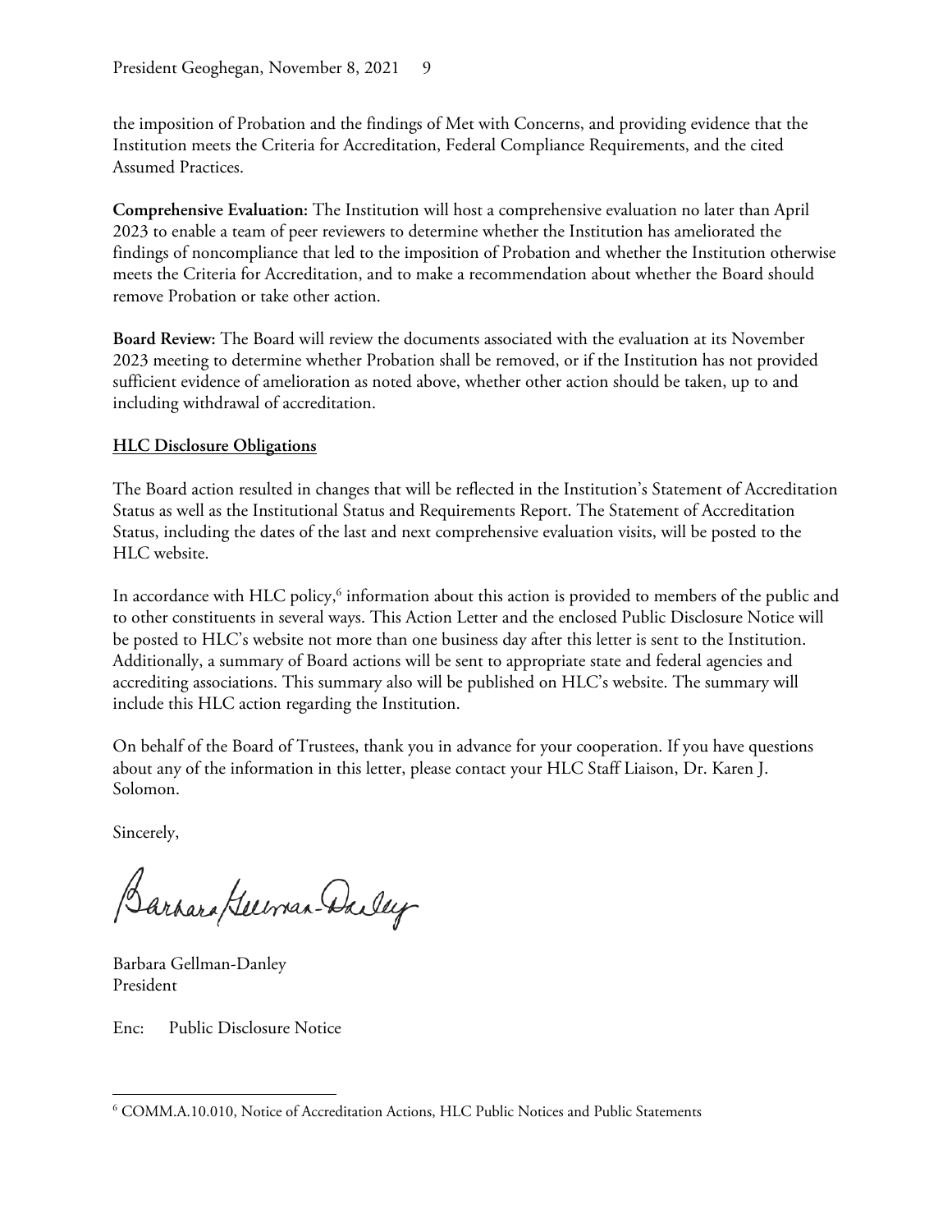the imposition of Probation and the findings of Met with Concerns, and providing evidence that the Institution meets the Criteria for Accreditation, Federal Compliance Requirements, and the cited Assumed Practices.

**Comprehensive Evaluation:** The Institution will host a comprehensive evaluation no later than April 2023 to enable a team of peer reviewers to determine whether the Institution has ameliorated the findings of noncompliance that led to the imposition of Probation and whether the Institution otherwise meets the Criteria for Accreditation, and to make a recommendation about whether the Board should remove Probation or take other action.

**Board Review:** The Board will review the documents associated with the evaluation at its November 2023 meeting to determine whether Probation shall be removed, or if the Institution has not provided sufficient evidence of amelioration as noted above, whether other action should be taken, up to and including withdrawal of accreditation.

**HLC Disclosure Obligations**

The Board action resulted in changes that will be reflected in the Institution's Statement of Accreditation Status as well as the Institutional Status and Requirements Report. The Statement of Accreditation Status, including the dates of the last and next comprehensive evaluation visits, will be posted to the HLC website.

In accordance with HLC policy,[6] information about this action is provided to members of the public and to other constituents in several ways. This Action Letter and the enclosed Public Disclosure Notice will be posted to HLC's website not more than one business day after this letter is sent to the Institution. Additionally, a summary of Board actions will be sent to appropriate state and federal agencies and accrediting associations. This summary also will be published on HLC's website. The summary will include this HLC action regarding the Institution.

On behalf of the Board of Trustees, thank you in advance for your cooperation. If you have questions about any of the information in this letter, please contact your HLC Staff Liaison, Dr. Karen J. Solomon.

Sincerely,

Barbara Gellman-Danley
President

Enc: Public Disclosure Notice

[6] COMM.A.10.010, Notice of Accreditation Actions, HLC Public Notices and Public Statements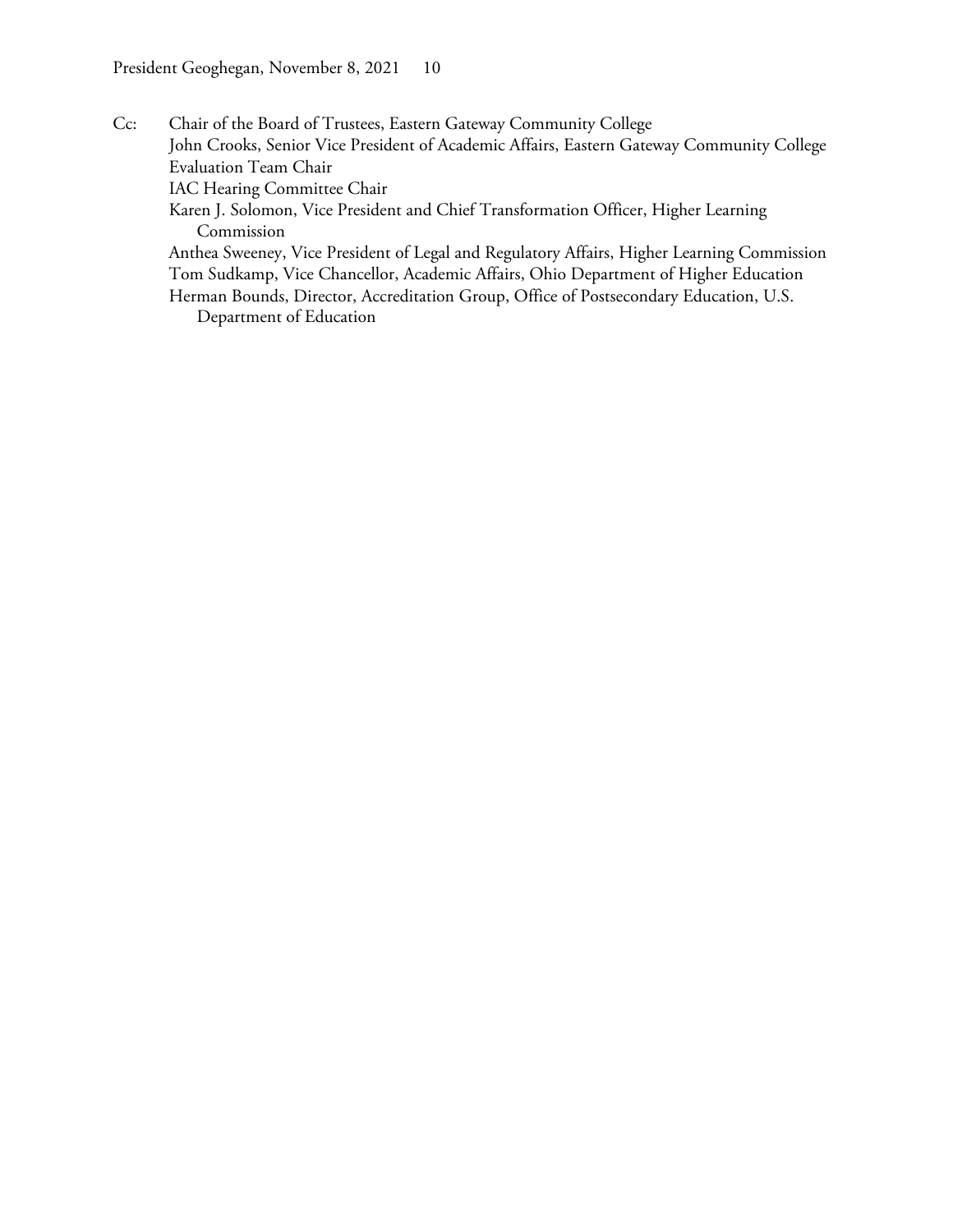Cc: Chair of the Board of Trustees, Eastern Gateway Community College
John Crooks, Senior Vice President of Academic Affairs, Eastern Gateway Community College
Evaluation Team Chair
IAC Hearing Committee Chair
Karen J. Solomon, Vice President and Chief Transformation Officer, Higher Learning Commission
Anthea Sweeney, Vice President of Legal and Regulatory Affairs, Higher Learning Commission
Tom Sudkamp, Vice Chancellor, Academic Affairs, Ohio Department of Higher Education
Herman Bounds, Director, Accreditation Group, Office of Postsecondary Education, U.S. Department of Education